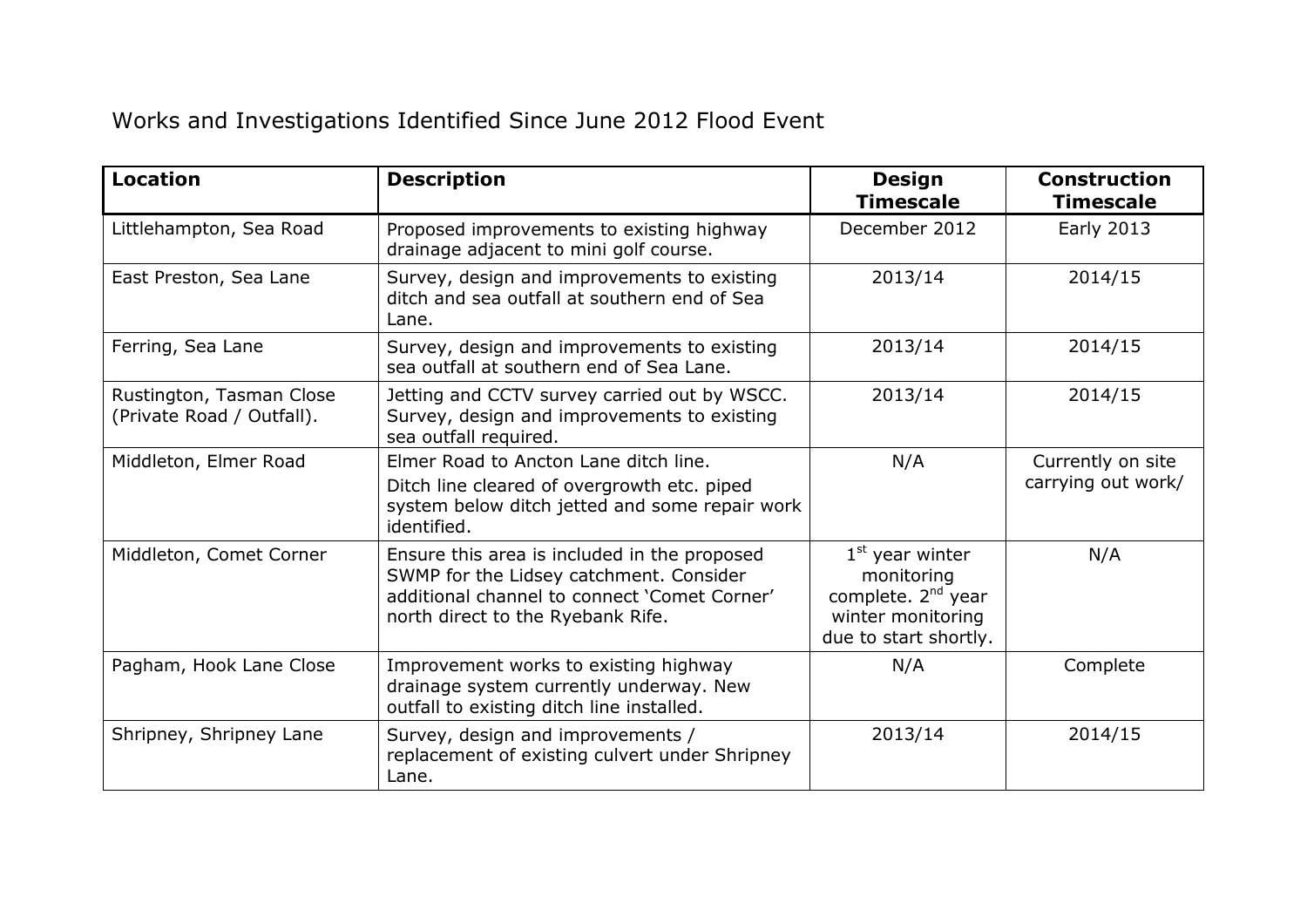# Works and Investigations Identified Since June 2012 Flood Event

| Location | Description | Design Timescale | Construction Timescale |
|---|---|---|---|
| Littlehampton, Sea Road | Proposed improvements to existing highway drainage adjacent to mini golf course. | December 2012 | Early 2013 |
| East Preston, Sea Lane | Survey, design and improvements to existing ditch and sea outfall at southern end of Sea Lane. | 2013/14 | 2014/15 |
| Ferring, Sea Lane | Survey, design and improvements to existing sea outfall at southern end of Sea Lane. | 2013/14 | 2014/15 |
| Rustington, Tasman Close (Private Road / Outfall). | Jetting and CCTV survey carried out by WSCC. Survey, design and improvements to existing sea outfall required. | 2013/14 | 2014/15 |
| Middleton, Elmer Road | Elmer Road to Ancton Lane ditch line. Ditch line cleared of overgrowth etc. piped system below ditch jetted and some repair work identified. | N/A | Currently on site carrying out work/ |
| Middleton, Comet Corner | Ensure this area is included in the proposed SWMP for the Lidsey catchment. Consider additional channel to connect 'Comet Corner' north direct to the Ryebank Rife. | 1st year winter monitoring complete. 2nd year winter monitoring due to start shortly. | N/A |
| Pagham, Hook Lane Close | Improvement works to existing highway drainage system currently underway. New outfall to existing ditch line installed. | N/A | Complete |
| Shripney, Shripney Lane | Survey, design and improvements / replacement of existing culvert under Shripney Lane. | 2013/14 | 2014/15 |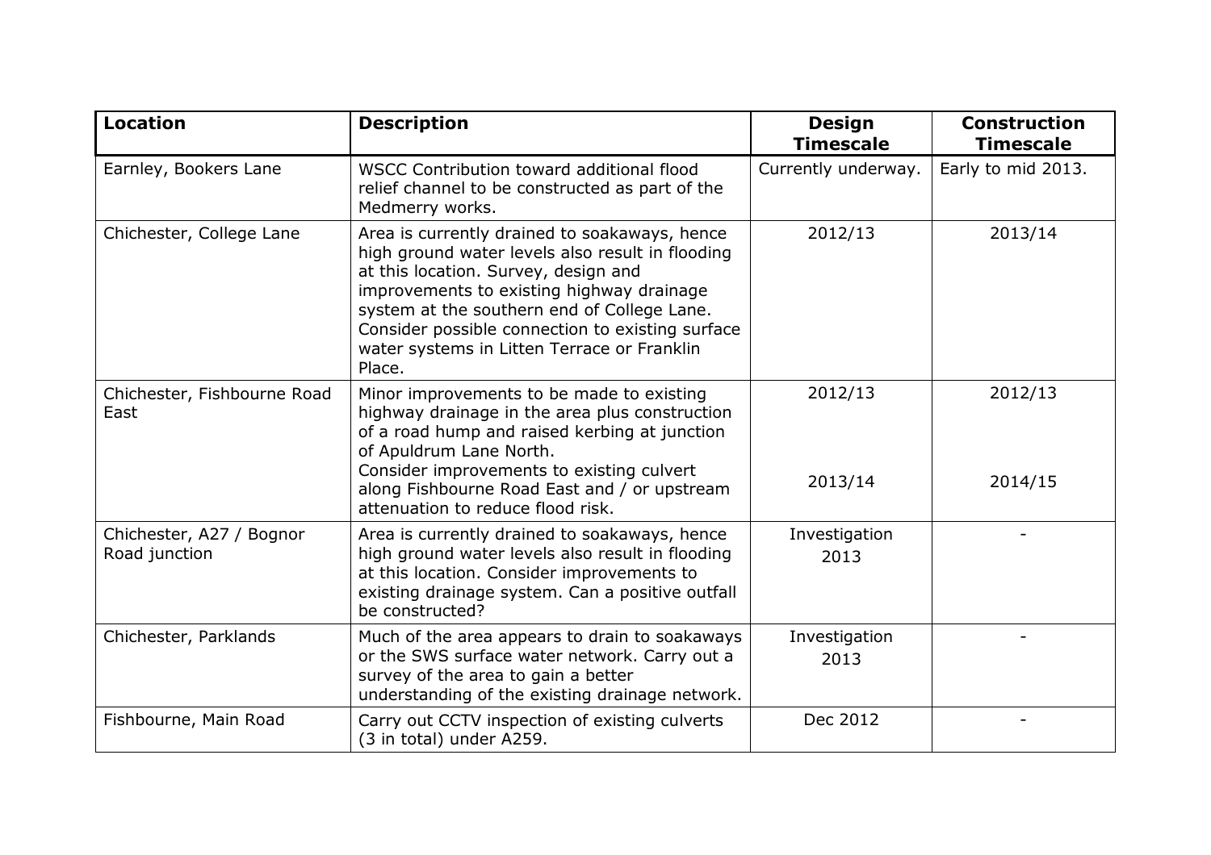| Location | Description | Design Timescale | Construction Timescale |
|---|---|---|---|
| Earnley, Bookers Lane | WSCC Contribution toward additional flood relief channel to be constructed as part of the Medmerry works. | Currently underway. | Early to mid 2013. |
| Chichester, College Lane | Area is currently drained to soakaways, hence high ground water levels also result in flooding at this location. Survey, design and improvements to existing highway drainage system at the southern end of College Lane. Consider possible connection to existing surface water systems in Litten Terrace or Franklin Place. | 2012/13 | 2013/14 |
| Chichester, Fishbourne Road East | Minor improvements to be made to existing highway drainage in the area plus construction of a road hump and raised kerbing at junction of Apuldrum Lane North.<br>Consider improvements to existing culvert along Fishbourne Road East and / or upstream attenuation to reduce flood risk. | 2012/13<br><br>2013/14 | 2012/13<br><br>2014/15 |
| Chichester, A27 / Bognor Road junction | Area is currently drained to soakaways, hence high ground water levels also result in flooding at this location. Consider improvements to existing drainage system. Can a positive outfall be constructed? | Investigation 2013 | - |
| Chichester, Parklands | Much of the area appears to drain to soakaways or the SWS surface water network. Carry out a survey of the area to gain a better understanding of the existing drainage network. | Investigation 2013 | - |
| Fishbourne, Main Road | Carry out CCTV inspection of existing culverts (3 in total) under A259. | Dec 2012 | - |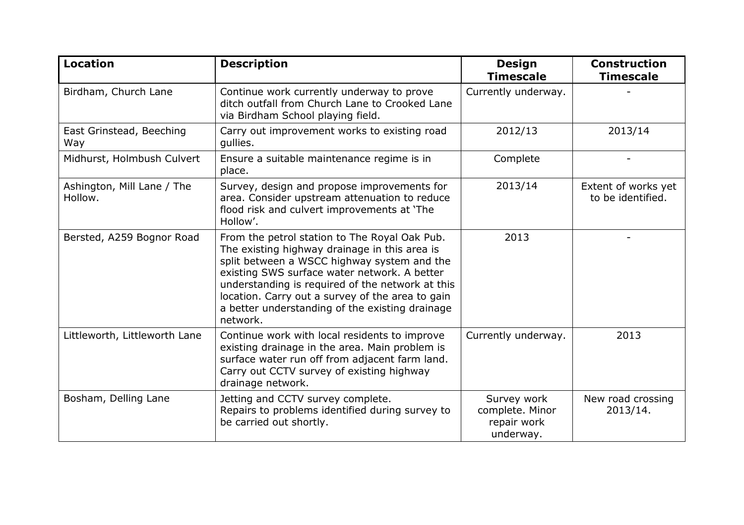| **Location** | **Description** | **Design Timescale** | **Construction Timescale** |
|---|---|---|---|
| Birdham, Church Lane | Continue work currently underway to prove ditch outfall from Church Lane to Crooked Lane via Birdham School playing field. | Currently underway. | - |
| East Grinstead, Beeching Way | Carry out improvement works to existing road gullies. | 2012/13 | 2013/14 |
| Midhurst, Holmbush Culvert | Ensure a suitable maintenance regime is in place. | Complete | - |
| Ashington, Mill Lane / The Hollow. | Survey, design and propose improvements for area. Consider upstream attenuation to reduce flood risk and culvert improvements at 'The Hollow'. | 2013/14 | Extent of works yet to be identified. |
| Bersted, A259 Bognor Road | From the petrol station to The Royal Oak Pub. The existing highway drainage in this area is split between a WSCC highway system and the existing SWS surface water network. A better understanding is required of the network at this location. Carry out a survey of the area to gain a better understanding of the existing drainage network. | 2013 | - |
| Littleworth, Littleworth Lane | Continue work with local residents to improve existing drainage in the area. Main problem is surface water run off from adjacent farm land. Carry out CCTV survey of existing highway drainage network. | Currently underway. | 2013 |
| Bosham, Delling Lane | Jetting and CCTV survey complete. Repairs to problems identified during survey to be carried out shortly. | Survey work complete. Minor repair work underway. | New road crossing 2013/14. |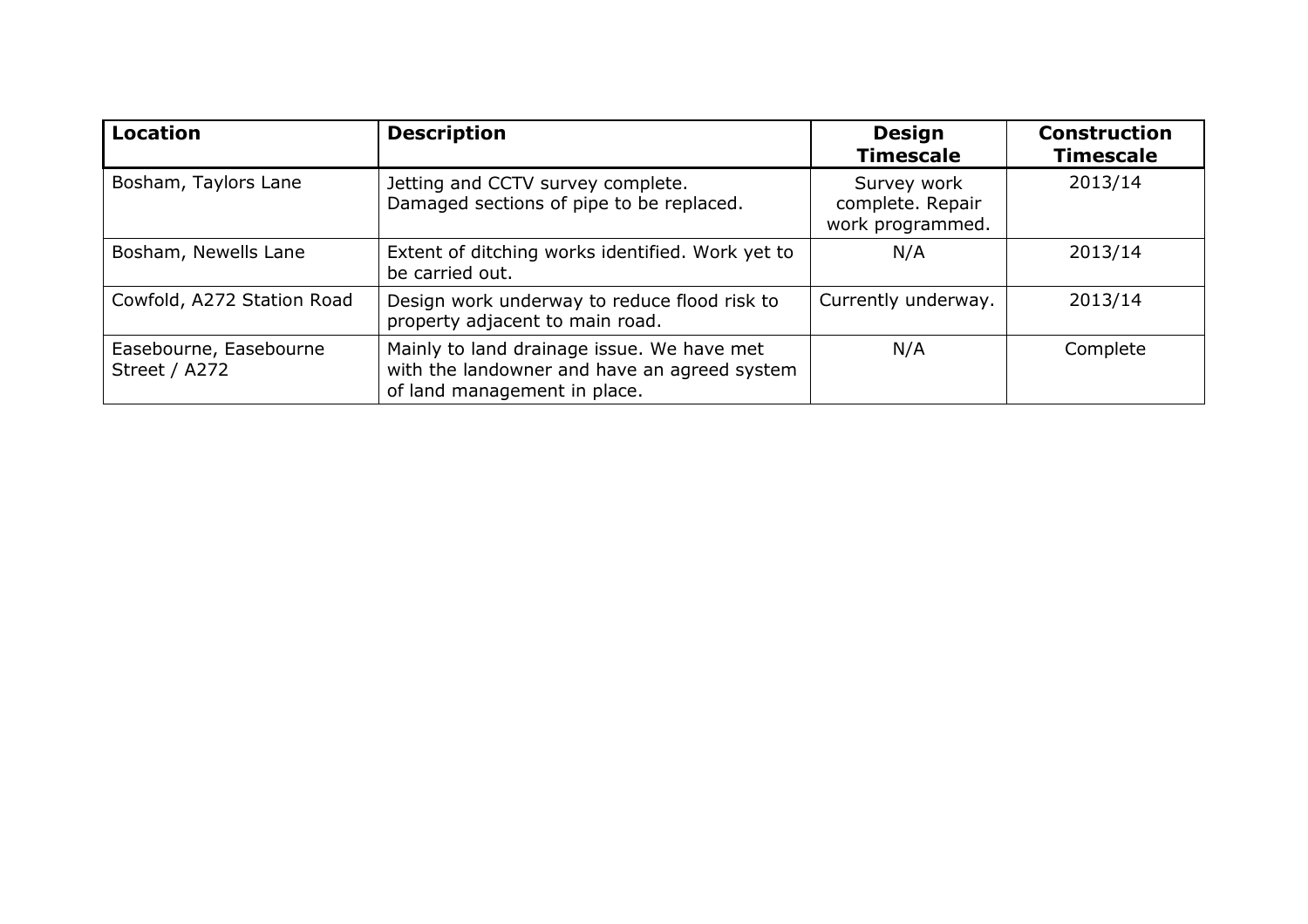| Location | Description | Design Timescale | Construction Timescale |
| --- | --- | --- | --- |
| Bosham, Taylors Lane | Jetting and CCTV survey complete. Damaged sections of pipe to be replaced. | Survey work complete. Repair work programmed. | 2013/14 |
| Bosham, Newells Lane | Extent of ditching works identified. Work yet to be carried out. | N/A | 2013/14 |
| Cowfold, A272 Station Road | Design work underway to reduce flood risk to property adjacent to main road. | Currently underway. | 2013/14 |
| Easebourne, Easebourne Street / A272 | Mainly to land drainage issue. We have met with the landowner and have an agreed system of land management in place. | N/A | Complete |